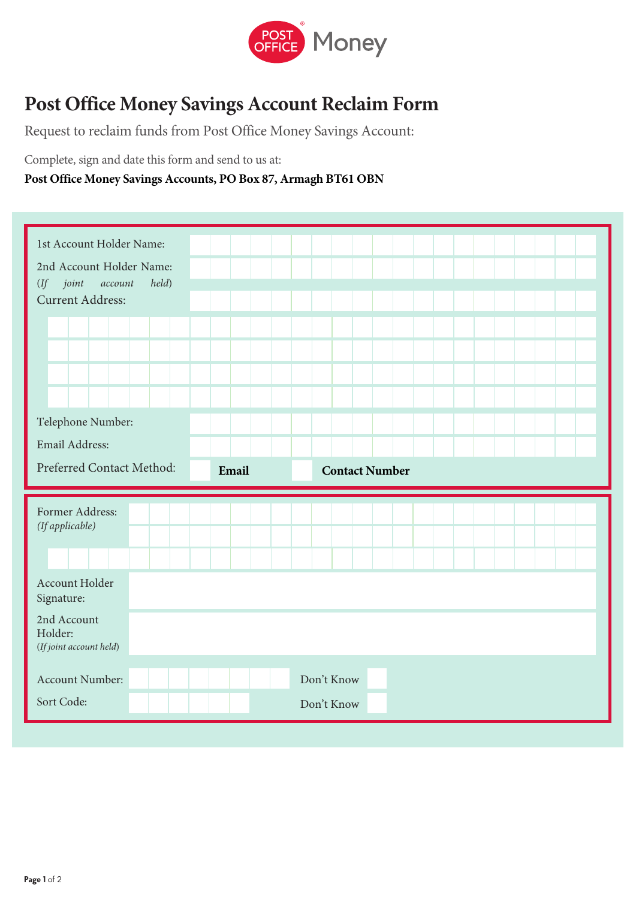POST OFFICE Money

# Post Office Money Savings Account Reclaim Form

Request to reclaim funds from Post Office Money Savings Account:

Complete, sign and date this form and send to us at:

**Post Office Money Savings Accounts, PO Box 87, Armagh BT61 OBN**

1st Account Holder Name:

2nd Account Holder Name:
*(If joint account held)*

Current Address:

Telephone Number:

Email Address:

Preferred Contact Method: ☐ **Email** ☐ **Contact Number**

Former Address:
*(If applicable)*

Account Holder Signature:

2nd Account Holder:
*(If joint account held)*

Account Number: Don't Know ☐

Sort Code: Don't Know ☐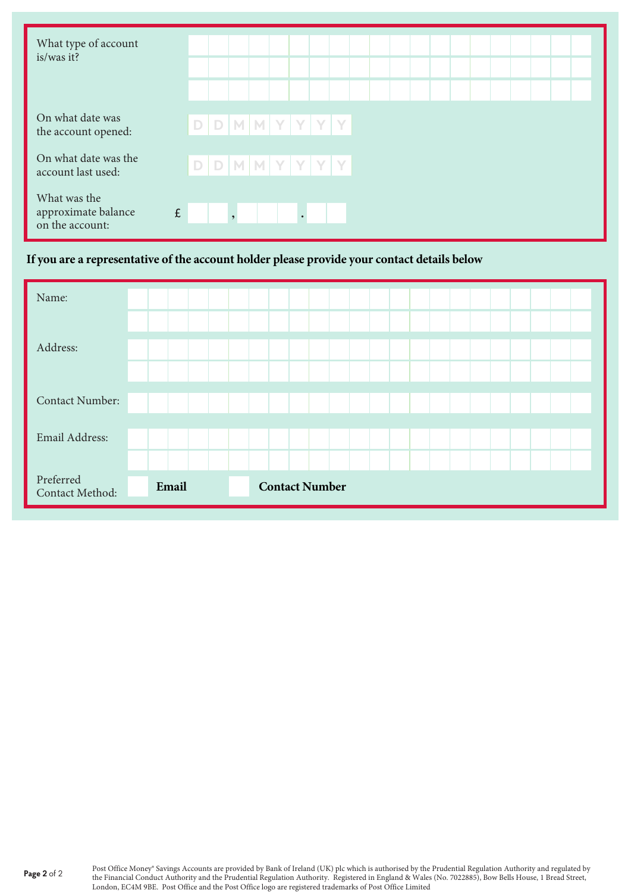What type of account is/was it?

On what date was the account opened: D D M M Y Y Y Y

On what date was the account last used: D D M M Y Y Y Y

What was the approximate balance on the account: £ , .

**If you are a representative of the account holder please provide your contact details below**

Name:

Address:

Contact Number:

Email Address:

Preferred Contact Method: **Email** **Contact Number**

Post Office Money® Savings Accounts are provided by Bank of Ireland (UK) plc which is authorised by the Prudential Regulation Authority and regulated by the Financial Conduct Authority and the Prudential Regulation Authority. Registered in England & Wales (No. 7022885), Bow Bells House, 1 Bread Street, London, EC4M 9BE. Post Office and the Post Office logo are registered trademarks of Post Office Limited